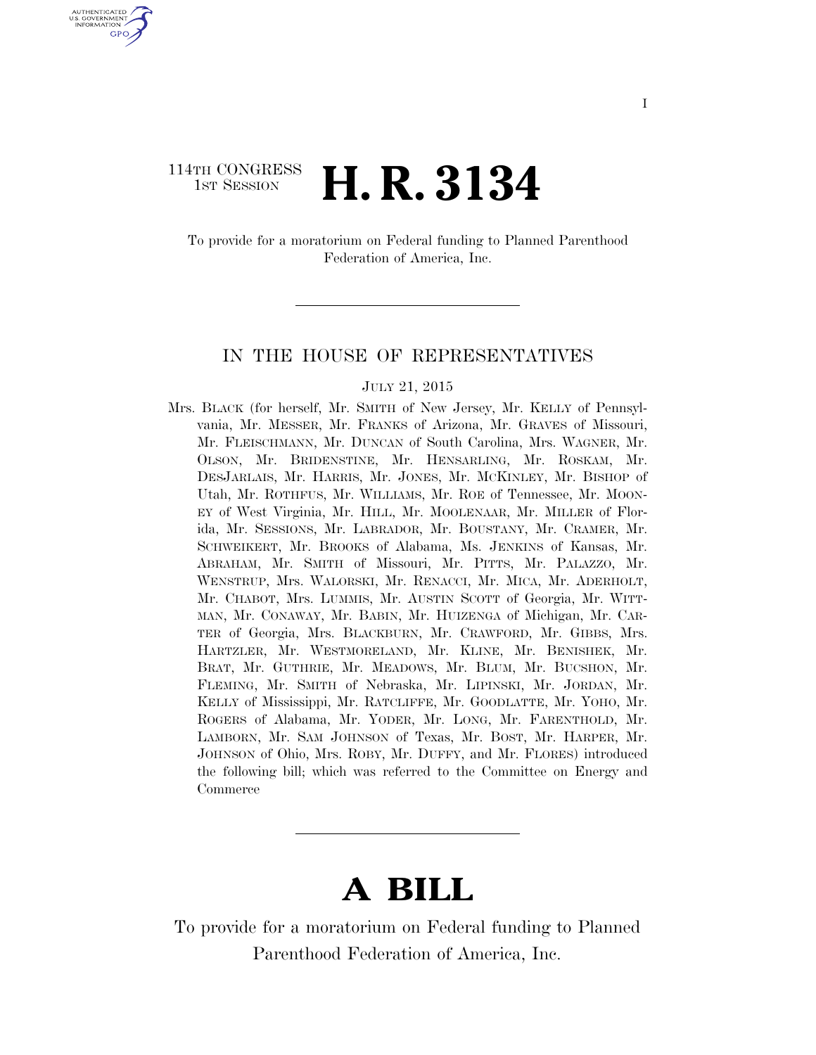114TH CONGRESS
1ST SESSION

# H. R. 3134

To provide for a moratorium on Federal funding to Planned Parenthood Federation of America, Inc.

---

## IN THE HOUSE OF REPRESENTATIVES

JULY 21, 2015

Mrs. BLACK (for herself, Mr. SMITH of New Jersey, Mr. KELLY of Pennsylvania, Mr. MESSER, Mr. FRANKS of Arizona, Mr. GRAVES of Missouri, Mr. FLEISCHMANN, Mr. DUNCAN of South Carolina, Mrs. WAGNER, Mr. OLSON, Mr. BRIDENSTINE, Mr. HENSARLING, Mr. ROSKAM, Mr. DESJARLAIS, Mr. HARRIS, Mr. JONES, Mr. MCKINLEY, Mr. BISHOP of Utah, Mr. ROTHFUS, Mr. WILLIAMS, Mr. ROE of Tennessee, Mr. MOONEY of West Virginia, Mr. HILL, Mr. MOOLENAAR, Mr. MILLER of Florida, Mr. SESSIONS, Mr. LABRADOR, Mr. BOUSTANY, Mr. CRAMER, Mr. SCHWEIKERT, Mr. BROOKS of Alabama, Ms. JENKINS of Kansas, Mr. ABRAHAM, Mr. SMITH of Missouri, Mr. PITTS, Mr. PALAZZO, Mr. WENSTRUP, Mrs. WALORSKI, Mr. RENACCI, Mr. MICA, Mr. ADERHOLT, Mr. CHABOT, Mrs. LUMMIS, Mr. AUSTIN SCOTT of Georgia, Mr. WITTMAN, Mr. CONAWAY, Mr. BABIN, Mr. HUIZENGA of Michigan, Mr. CARTER of Georgia, Mrs. BLACKBURN, Mr. CRAWFORD, Mr. GIBBS, Mrs. HARTZLER, Mr. WESTMORELAND, Mr. KLINE, Mr. BENISHEK, Mr. BRAT, Mr. GUTHRIE, Mr. MEADOWS, Mr. BLUM, Mr. BUCSHON, Mr. FLEMING, Mr. SMITH of Nebraska, Mr. LIPINSKI, Mr. JORDAN, Mr. KELLY of Mississippi, Mr. RATCLIFFE, Mr. GOODLATTE, Mr. YOHO, Mr. ROGERS of Alabama, Mr. YODER, Mr. LONG, Mr. FARENTHOLD, Mr. LAMBORN, Mr. SAM JOHNSON of Texas, Mr. BOST, Mr. HARPER, Mr. JOHNSON of Ohio, Mrs. ROBY, Mr. DUFFY, and Mr. FLORES) introduced the following bill; which was referred to the Committee on Energy and Commerce

---

# A BILL

To provide for a moratorium on Federal funding to Planned Parenthood Federation of America, Inc.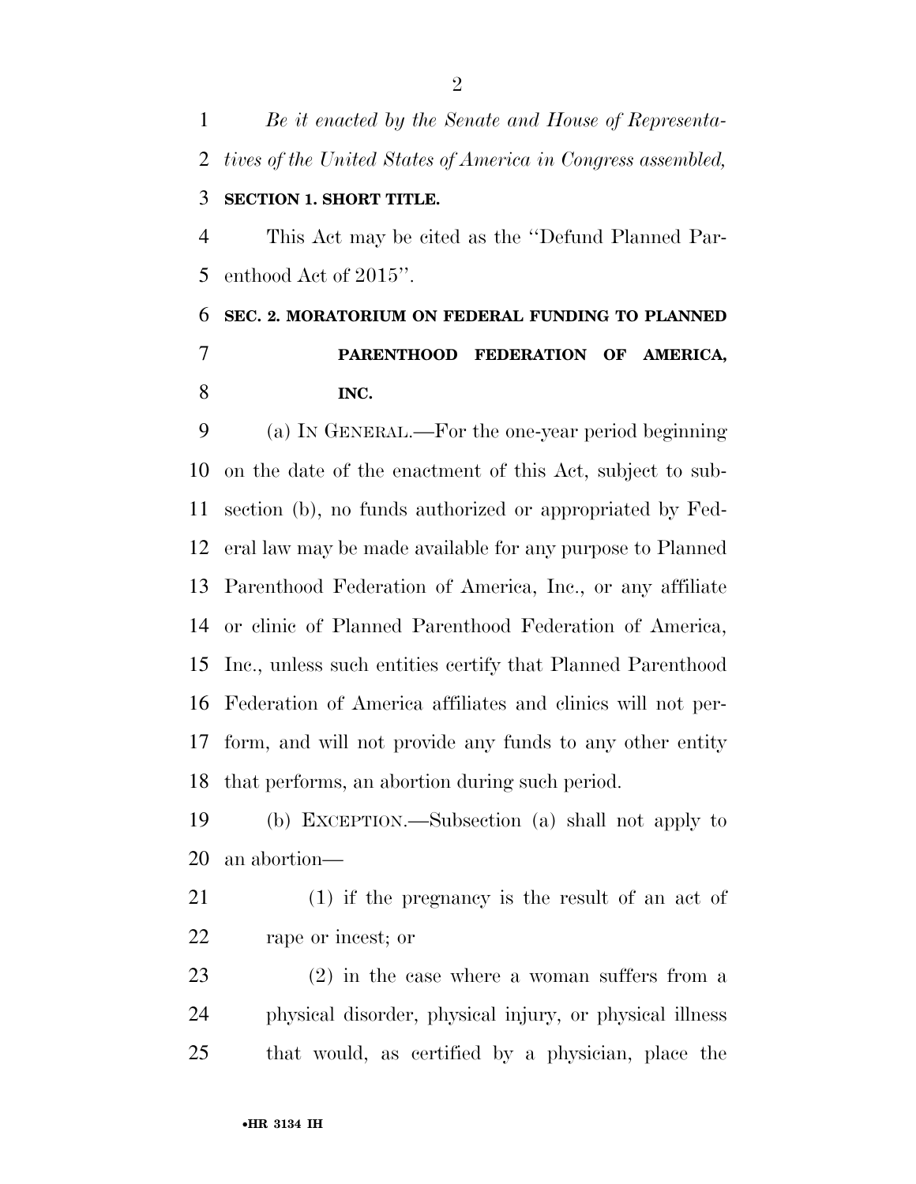*Be it enacted by the Senate and House of Representatives of the United States of America in Congress assembled,*

**SECTION 1. SHORT TITLE.**

This Act may be cited as the ''Defund Planned Parenthood Act of 2015''.

**SEC. 2. MORATORIUM ON FEDERAL FUNDING TO PLANNED PARENTHOOD FEDERATION OF AMERICA, INC.**

(a) IN GENERAL.—For the one-year period beginning on the date of the enactment of this Act, subject to subsection (b), no funds authorized or appropriated by Federal law may be made available for any purpose to Planned Parenthood Federation of America, Inc., or any affiliate or clinic of Planned Parenthood Federation of America, Inc., unless such entities certify that Planned Parenthood Federation of America affiliates and clinics will not perform, and will not provide any funds to any other entity that performs, an abortion during such period.

(b) EXCEPTION.—Subsection (a) shall not apply to an abortion—

(1) if the pregnancy is the result of an act of rape or incest; or

(2) in the case where a woman suffers from a physical disorder, physical injury, or physical illness that would, as certified by a physician, place the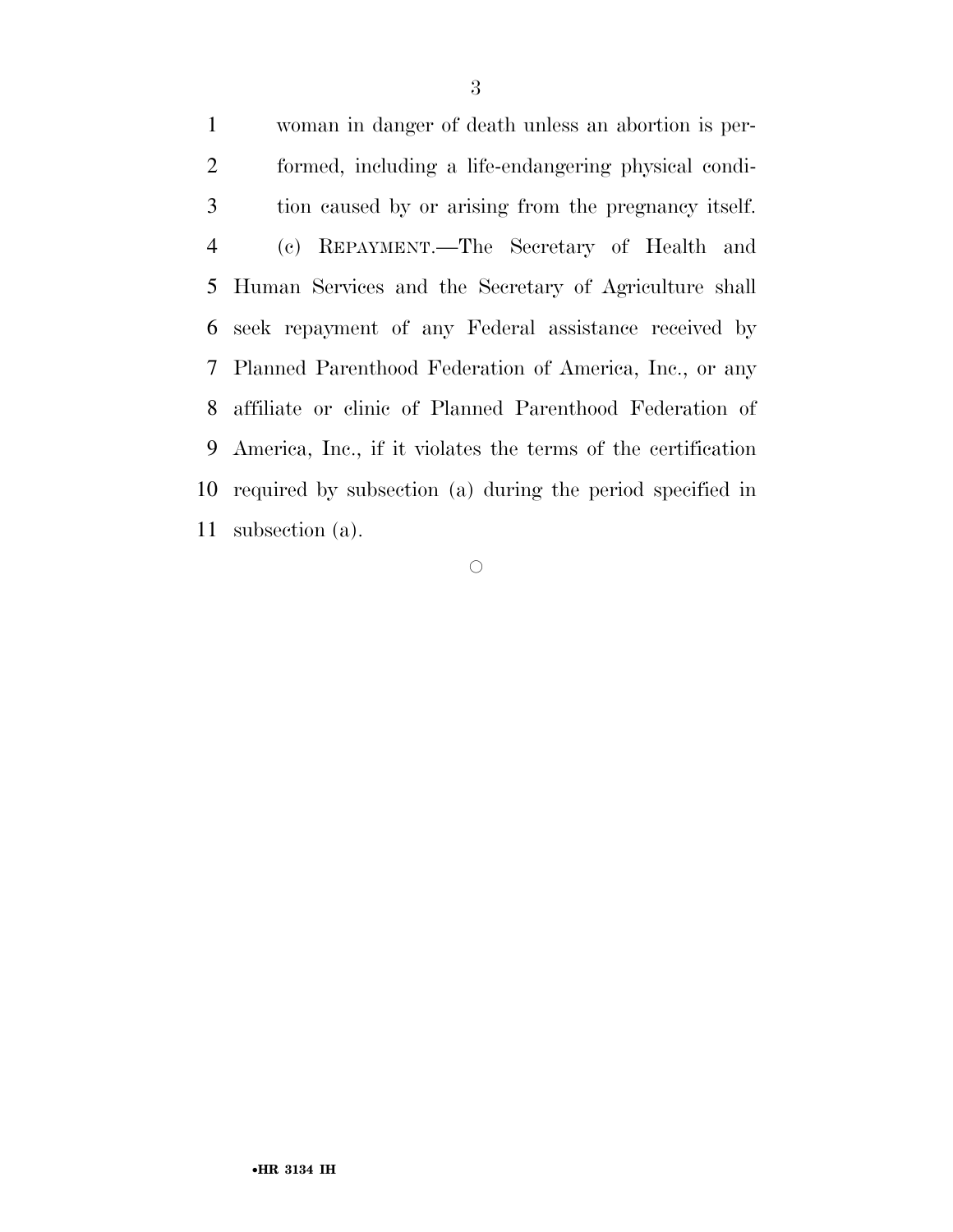woman in danger of death unless an abortion is performed, including a life-endangering physical condition caused by or arising from the pregnancy itself.

(c) REPAYMENT.—The Secretary of Health and Human Services and the Secretary of Agriculture shall seek repayment of any Federal assistance received by Planned Parenthood Federation of America, Inc., or any affiliate or clinic of Planned Parenthood Federation of America, Inc., if it violates the terms of the certification required by subsection (a) during the period specified in subsection (a).

○